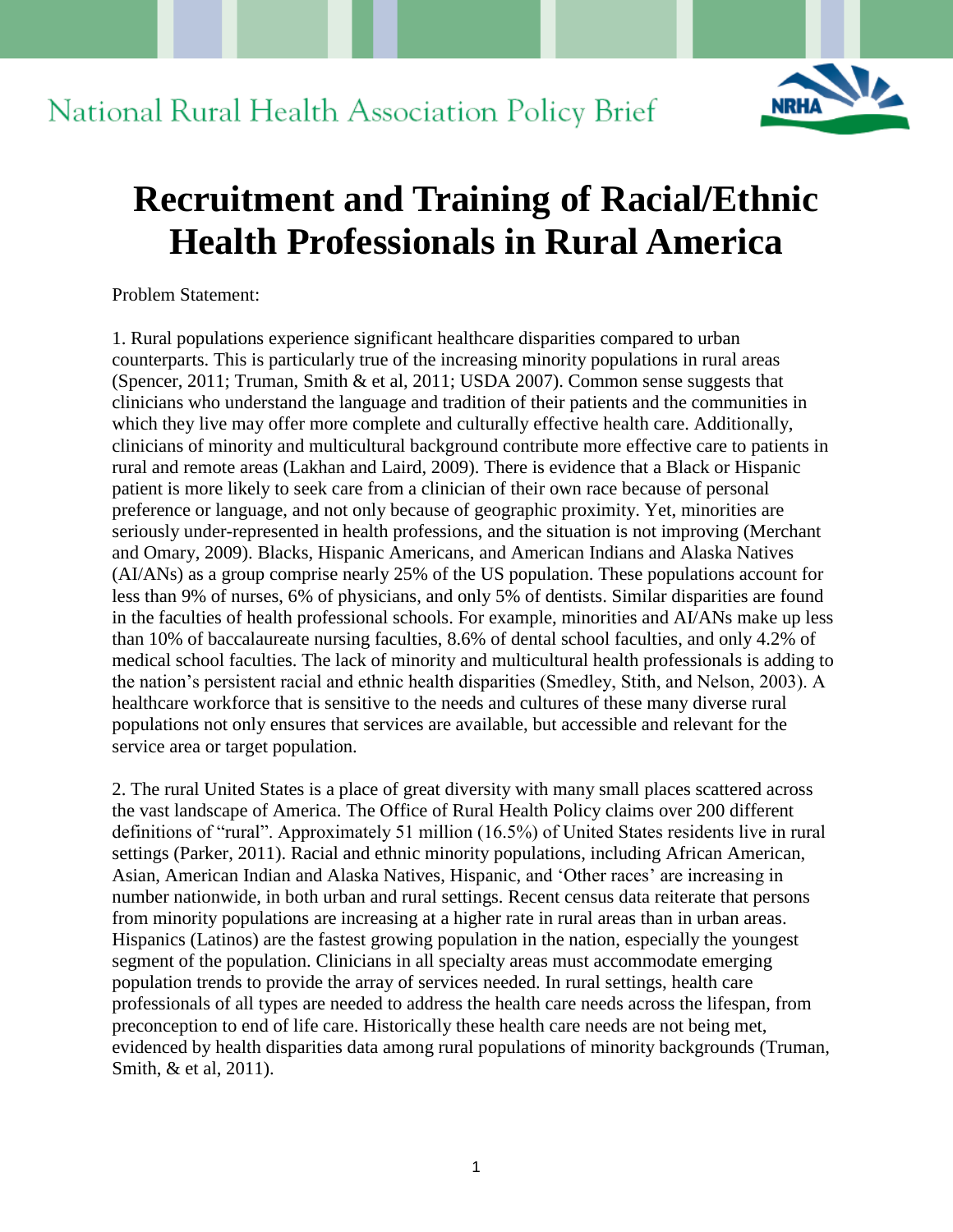National Rural Health Association Policy Brief

# Recruitment and Training of Racial/Ethnic Health Professionals in Rural America

Problem Statement:

1. Rural populations experience significant healthcare disparities compared to urban counterparts. This is particularly true of the increasing minority populations in rural areas (Spencer, 2011; Truman, Smith & et al, 2011; USDA 2007). Common sense suggests that clinicians who understand the language and tradition of their patients and the communities in which they live may offer more complete and culturally effective health care. Additionally, clinicians of minority and multicultural background contribute more effective care to patients in rural and remote areas (Lakhan and Laird, 2009). There is evidence that a Black or Hispanic patient is more likely to seek care from a clinician of their own race because of personal preference or language, and not only because of geographic proximity. Yet, minorities are seriously under-represented in health professions, and the situation is not improving (Merchant and Omary, 2009). Blacks, Hispanic Americans, and American Indians and Alaska Natives (AI/ANs) as a group comprise nearly 25% of the US population. These populations account for less than 9% of nurses, 6% of physicians, and only 5% of dentists. Similar disparities are found in the faculties of health professional schools. For example, minorities and AI/ANs make up less than 10% of baccalaureate nursing faculties, 8.6% of dental school faculties, and only 4.2% of medical school faculties. The lack of minority and multicultural health professionals is adding to the nation's persistent racial and ethnic health disparities (Smedley, Stith, and Nelson, 2003). A healthcare workforce that is sensitive to the needs and cultures of these many diverse rural populations not only ensures that services are available, but accessible and relevant for the service area or target population.

2. The rural United States is a place of great diversity with many small places scattered across the vast landscape of America. The Office of Rural Health Policy claims over 200 different definitions of "rural". Approximately 51 million (16.5%) of United States residents live in rural settings (Parker, 2011). Racial and ethnic minority populations, including African American, Asian, American Indian and Alaska Natives, Hispanic, and 'Other races' are increasing in number nationwide, in both urban and rural settings. Recent census data reiterate that persons from minority populations are increasing at a higher rate in rural areas than in urban areas. Hispanics (Latinos) are the fastest growing population in the nation, especially the youngest segment of the population. Clinicians in all specialty areas must accommodate emerging population trends to provide the array of services needed. In rural settings, health care professionals of all types are needed to address the health care needs across the lifespan, from preconception to end of life care. Historically these health care needs are not being met, evidenced by health disparities data among rural populations of minority backgrounds (Truman, Smith, & et al, 2011).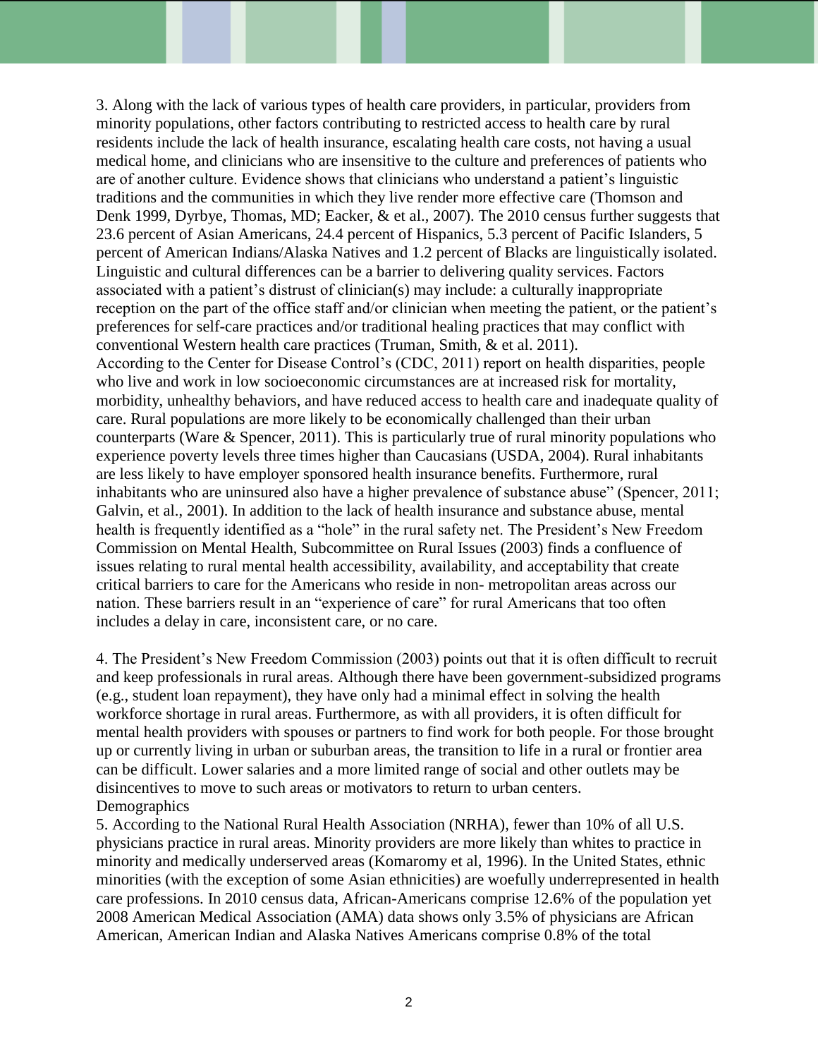3. Along with the lack of various types of health care providers, in particular, providers from minority populations, other factors contributing to restricted access to health care by rural residents include the lack of health insurance, escalating health care costs, not having a usual medical home, and clinicians who are insensitive to the culture and preferences of patients who are of another culture. Evidence shows that clinicians who understand a patient's linguistic traditions and the communities in which they live render more effective care (Thomson and Denk 1999, Dyrbye, Thomas, MD; Eacker, & et al., 2007). The 2010 census further suggests that 23.6 percent of Asian Americans, 24.4 percent of Hispanics, 5.3 percent of Pacific Islanders, 5 percent of American Indians/Alaska Natives and 1.2 percent of Blacks are linguistically isolated. Linguistic and cultural differences can be a barrier to delivering quality services. Factors associated with a patient's distrust of clinician(s) may include: a culturally inappropriate reception on the part of the office staff and/or clinician when meeting the patient, or the patient's preferences for self-care practices and/or traditional healing practices that may conflict with conventional Western health care practices (Truman, Smith, & et al. 2011).
According to the Center for Disease Control's (CDC, 2011) report on health disparities, people who live and work in low socioeconomic circumstances are at increased risk for mortality, morbidity, unhealthy behaviors, and have reduced access to health care and inadequate quality of care. Rural populations are more likely to be economically challenged than their urban counterparts (Ware & Spencer, 2011). This is particularly true of rural minority populations who experience poverty levels three times higher than Caucasians (USDA, 2004). Rural inhabitants are less likely to have employer sponsored health insurance benefits. Furthermore, rural inhabitants who are uninsured also have a higher prevalence of substance abuse" (Spencer, 2011; Galvin, et al., 2001). In addition to the lack of health insurance and substance abuse, mental health is frequently identified as a "hole" in the rural safety net. The President's New Freedom Commission on Mental Health, Subcommittee on Rural Issues (2003) finds a confluence of issues relating to rural mental health accessibility, availability, and acceptability that create critical barriers to care for the Americans who reside in non- metropolitan areas across our nation. These barriers result in an "experience of care" for rural Americans that too often includes a delay in care, inconsistent care, or no care.

4. The President's New Freedom Commission (2003) points out that it is often difficult to recruit and keep professionals in rural areas. Although there have been government-subsidized programs (e.g., student loan repayment), they have only had a minimal effect in solving the health workforce shortage in rural areas. Furthermore, as with all providers, it is often difficult for mental health providers with spouses or partners to find work for both people. For those brought up or currently living in urban or suburban areas, the transition to life in a rural or frontier area can be difficult. Lower salaries and a more limited range of social and other outlets may be disincentives to move to such areas or motivators to return to urban centers.

## Demographics

5. According to the National Rural Health Association (NRHA), fewer than 10% of all U.S. physicians practice in rural areas. Minority providers are more likely than whites to practice in minority and medically underserved areas (Komaromy et al, 1996). In the United States, ethnic minorities (with the exception of some Asian ethnicities) are woefully underrepresented in health care professions. In 2010 census data, African-Americans comprise 12.6% of the population yet 2008 American Medical Association (AMA) data shows only 3.5% of physicians are African American, American Indian and Alaska Natives Americans comprise 0.8% of the total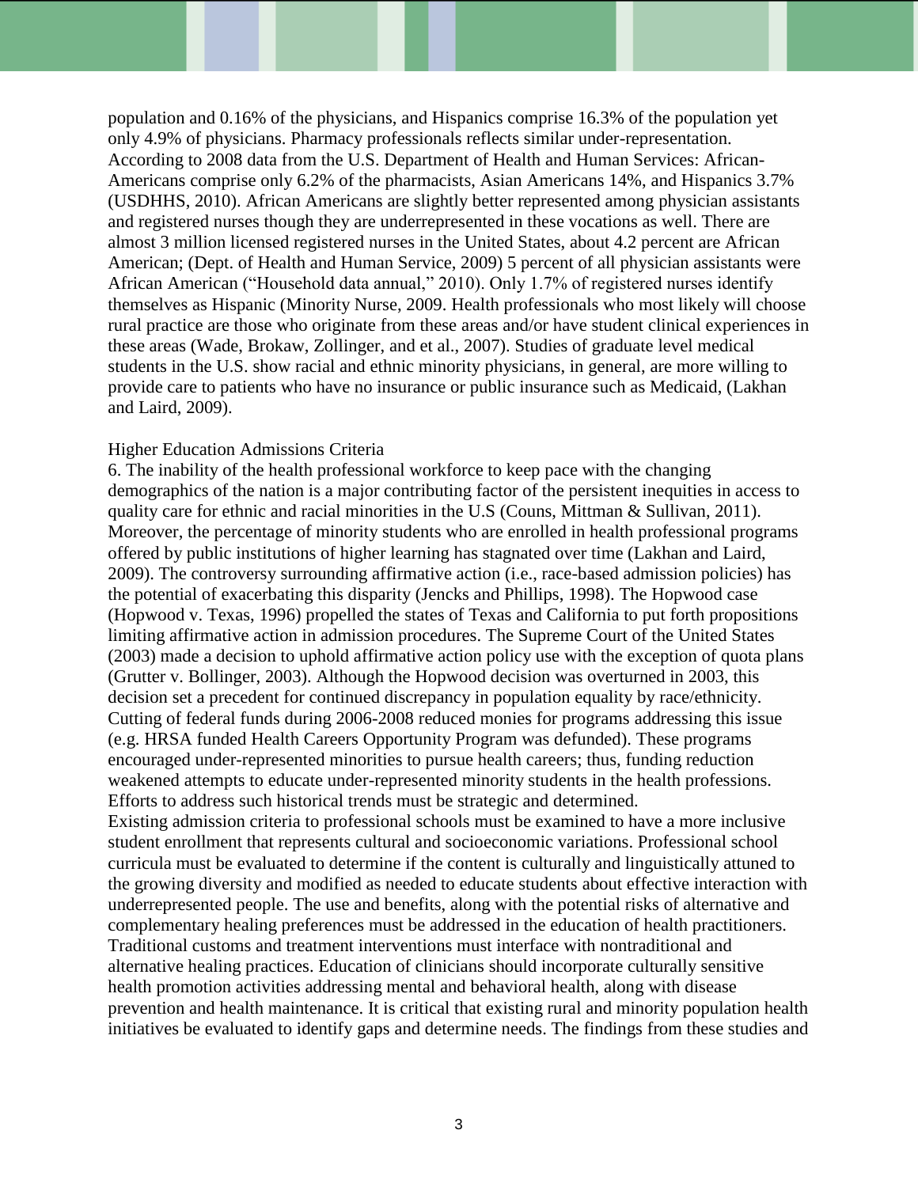population and 0.16% of the physicians, and Hispanics comprise 16.3% of the population yet only 4.9% of physicians. Pharmacy professionals reflects similar under-representation. According to 2008 data from the U.S. Department of Health and Human Services: African-Americans comprise only 6.2% of the pharmacists, Asian Americans 14%, and Hispanics 3.7% (USDHHS, 2010). African Americans are slightly better represented among physician assistants and registered nurses though they are underrepresented in these vocations as well. There are almost 3 million licensed registered nurses in the United States, about 4.2 percent are African American; (Dept. of Health and Human Service, 2009) 5 percent of all physician assistants were African American ("Household data annual," 2010). Only 1.7% of registered nurses identify themselves as Hispanic (Minority Nurse, 2009. Health professionals who most likely will choose rural practice are those who originate from these areas and/or have student clinical experiences in these areas (Wade, Brokaw, Zollinger, and et al., 2007). Studies of graduate level medical students in the U.S. show racial and ethnic minority physicians, in general, are more willing to provide care to patients who have no insurance or public insurance such as Medicaid, (Lakhan and Laird, 2009).

Higher Education Admissions Criteria

6. The inability of the health professional workforce to keep pace with the changing demographics of the nation is a major contributing factor of the persistent inequities in access to quality care for ethnic and racial minorities in the U.S (Couns, Mittman & Sullivan, 2011). Moreover, the percentage of minority students who are enrolled in health professional programs offered by public institutions of higher learning has stagnated over time (Lakhan and Laird, 2009). The controversy surrounding affirmative action (i.e., race-based admission policies) has the potential of exacerbating this disparity (Jencks and Phillips, 1998). The Hopwood case (Hopwood v. Texas, 1996) propelled the states of Texas and California to put forth propositions limiting affirmative action in admission procedures. The Supreme Court of the United States (2003) made a decision to uphold affirmative action policy use with the exception of quota plans (Grutter v. Bollinger, 2003). Although the Hopwood decision was overturned in 2003, this decision set a precedent for continued discrepancy in population equality by race/ethnicity. Cutting of federal funds during 2006-2008 reduced monies for programs addressing this issue (e.g. HRSA funded Health Careers Opportunity Program was defunded). These programs encouraged under-represented minorities to pursue health careers; thus, funding reduction weakened attempts to educate under-represented minority students in the health professions. Efforts to address such historical trends must be strategic and determined.

Existing admission criteria to professional schools must be examined to have a more inclusive student enrollment that represents cultural and socioeconomic variations. Professional school curricula must be evaluated to determine if the content is culturally and linguistically attuned to the growing diversity and modified as needed to educate students about effective interaction with underrepresented people. The use and benefits, along with the potential risks of alternative and complementary healing preferences must be addressed in the education of health practitioners. Traditional customs and treatment interventions must interface with nontraditional and alternative healing practices. Education of clinicians should incorporate culturally sensitive health promotion activities addressing mental and behavioral health, along with disease prevention and health maintenance. It is critical that existing rural and minority population health initiatives be evaluated to identify gaps and determine needs. The findings from these studies and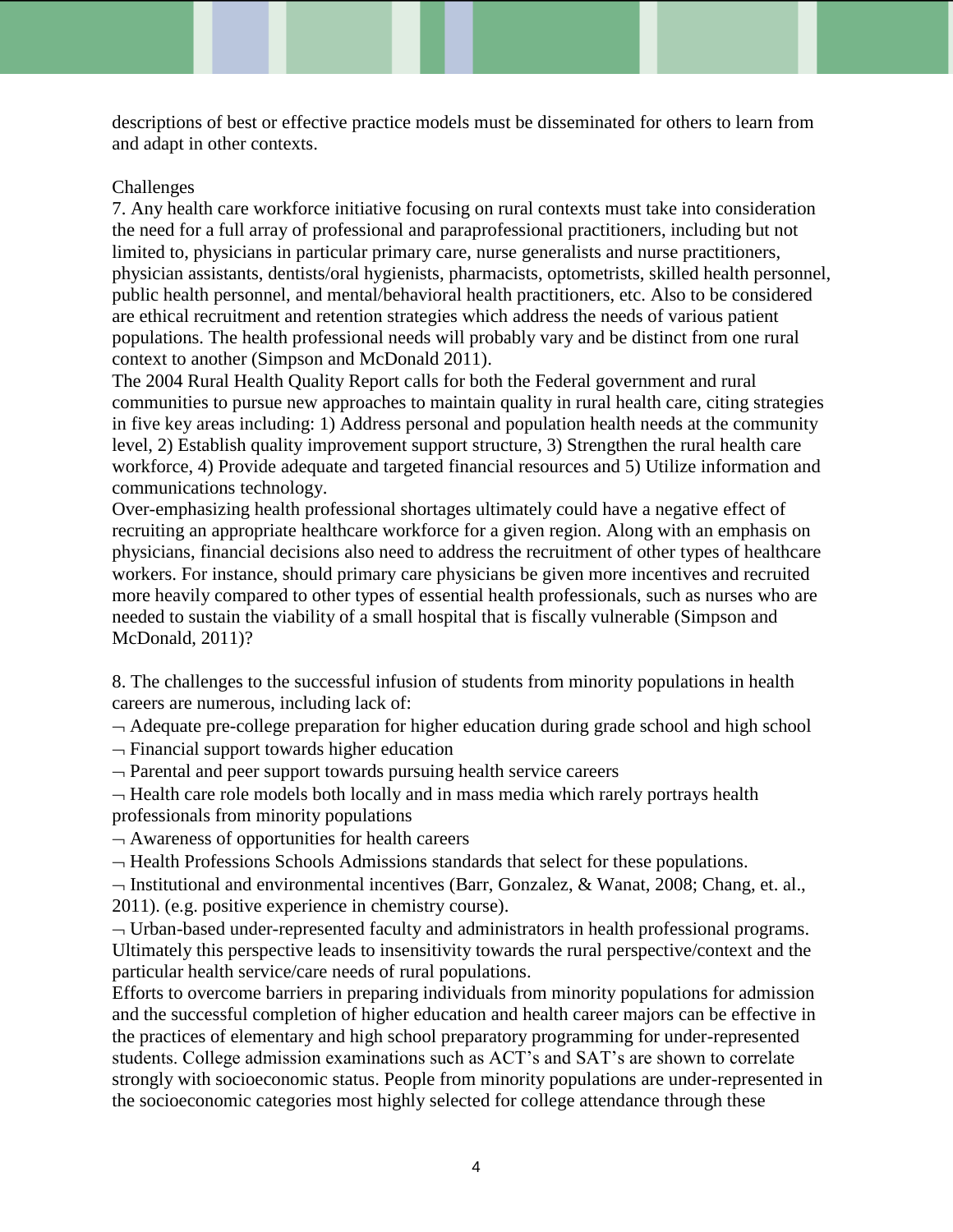descriptions of best or effective practice models must be disseminated for others to learn from and adapt in other contexts.

Challenges

7. Any health care workforce initiative focusing on rural contexts must take into consideration the need for a full array of professional and paraprofessional practitioners, including but not limited to, physicians in particular primary care, nurse generalists and nurse practitioners, physician assistants, dentists/oral hygienists, pharmacists, optometrists, skilled health personnel, public health personnel, and mental/behavioral health practitioners, etc. Also to be considered are ethical recruitment and retention strategies which address the needs of various patient populations. The health professional needs will probably vary and be distinct from one rural context to another (Simpson and McDonald 2011).

The 2004 Rural Health Quality Report calls for both the Federal government and rural communities to pursue new approaches to maintain quality in rural health care, citing strategies in five key areas including: 1) Address personal and population health needs at the community level, 2) Establish quality improvement support structure, 3) Strengthen the rural health care workforce, 4) Provide adequate and targeted financial resources and 5) Utilize information and communications technology.

Over-emphasizing health professional shortages ultimately could have a negative effect of recruiting an appropriate healthcare workforce for a given region. Along with an emphasis on physicians, financial decisions also need to address the recruitment of other types of healthcare workers. For instance, should primary care physicians be given more incentives and recruited more heavily compared to other types of essential health professionals, such as nurses who are needed to sustain the viability of a small hospital that is fiscally vulnerable (Simpson and McDonald, 2011)?

8. The challenges to the successful infusion of students from minority populations in health careers are numerous, including lack of:

- Adequate pre-college preparation for higher education during grade school and high school
- Financial support towards higher education
- Parental and peer support towards pursuing health service careers
- Health care role models both locally and in mass media which rarely portrays health professionals from minority populations
- Awareness of opportunities for health careers
- Health Professions Schools Admissions standards that select for these populations.
- Institutional and environmental incentives (Barr, Gonzalez, & Wanat, 2008; Chang, et. al., 2011). (e.g. positive experience in chemistry course).
- Urban-based under-represented faculty and administrators in health professional programs. Ultimately this perspective leads to insensitivity towards the rural perspective/context and the particular health service/care needs of rural populations.

Efforts to overcome barriers in preparing individuals from minority populations for admission and the successful completion of higher education and health career majors can be effective in the practices of elementary and high school preparatory programming for under-represented students. College admission examinations such as ACT's and SAT's are shown to correlate strongly with socioeconomic status. People from minority populations are under-represented in the socioeconomic categories most highly selected for college attendance through these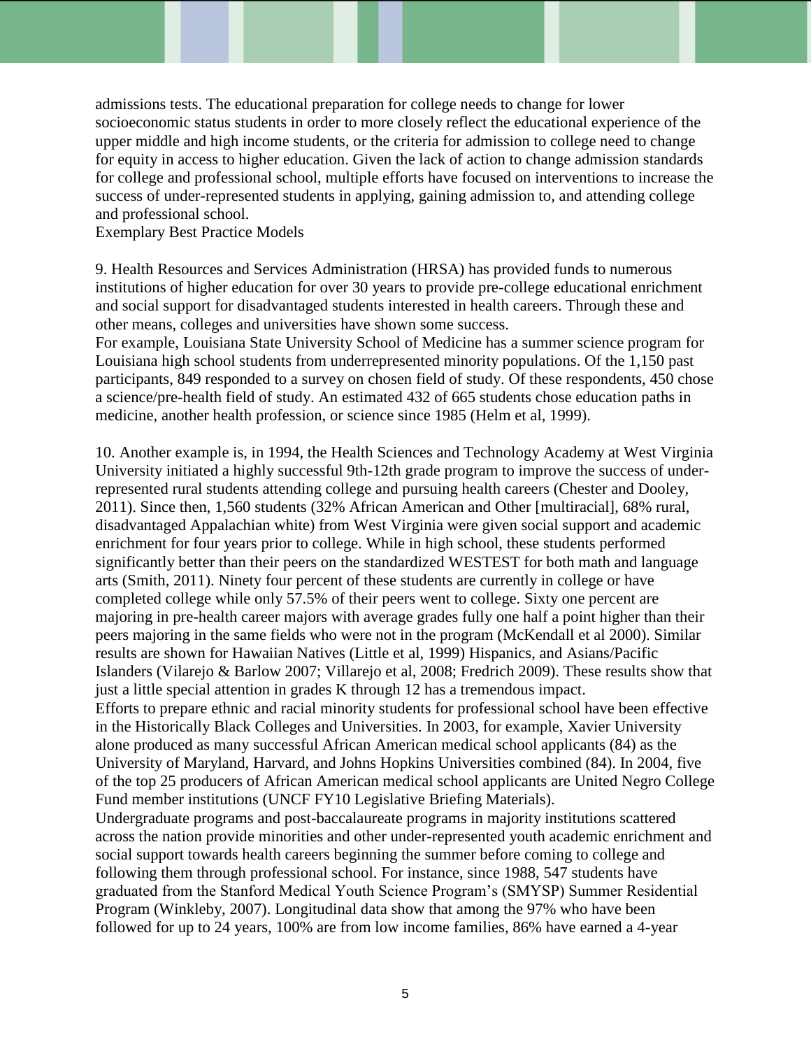admissions tests. The educational preparation for college needs to change for lower socioeconomic status students in order to more closely reflect the educational experience of the upper middle and high income students, or the criteria for admission to college need to change for equity in access to higher education. Given the lack of action to change admission standards for college and professional school, multiple efforts have focused on interventions to increase the success of under-represented students in applying, gaining admission to, and attending college and professional school.

## Exemplary Best Practice Models

9. Health Resources and Services Administration (HRSA) has provided funds to numerous institutions of higher education for over 30 years to provide pre-college educational enrichment and social support for disadvantaged students interested in health careers. Through these and other means, colleges and universities have shown some success.

For example, Louisiana State University School of Medicine has a summer science program for Louisiana high school students from underrepresented minority populations. Of the 1,150 past participants, 849 responded to a survey on chosen field of study. Of these respondents, 450 chose a science/pre-health field of study. An estimated 432 of 665 students chose education paths in medicine, another health profession, or science since 1985 (Helm et al, 1999).

10. Another example is, in 1994, the Health Sciences and Technology Academy at West Virginia University initiated a highly successful 9th-12th grade program to improve the success of under-represented rural students attending college and pursuing health careers (Chester and Dooley, 2011). Since then, 1,560 students (32% African American and Other [multiracial], 68% rural, disadvantaged Appalachian white) from West Virginia were given social support and academic enrichment for four years prior to college. While in high school, these students performed significantly better than their peers on the standardized WESTEST for both math and language arts (Smith, 2011). Ninety four percent of these students are currently in college or have completed college while only 57.5% of their peers went to college. Sixty one percent are majoring in pre-health career majors with average grades fully one half a point higher than their peers majoring in the same fields who were not in the program (McKendall et al 2000). Similar results are shown for Hawaiian Natives (Little et al, 1999) Hispanics, and Asians/Pacific Islanders (Vilarejo & Barlow 2007; Villarejo et al, 2008; Fredrich 2009). These results show that just a little special attention in grades K through 12 has a tremendous impact.

Efforts to prepare ethnic and racial minority students for professional school have been effective in the Historically Black Colleges and Universities. In 2003, for example, Xavier University alone produced as many successful African American medical school applicants (84) as the University of Maryland, Harvard, and Johns Hopkins Universities combined (84). In 2004, five of the top 25 producers of African American medical school applicants are United Negro College Fund member institutions (UNCF FY10 Legislative Briefing Materials).

Undergraduate programs and post-baccalaureate programs in majority institutions scattered across the nation provide minorities and other under-represented youth academic enrichment and social support towards health careers beginning the summer before coming to college and following them through professional school. For instance, since 1988, 547 students have graduated from the Stanford Medical Youth Science Program's (SMYSP) Summer Residential Program (Winkleby, 2007). Longitudinal data show that among the 97% who have been followed for up to 24 years, 100% are from low income families, 86% have earned a 4-year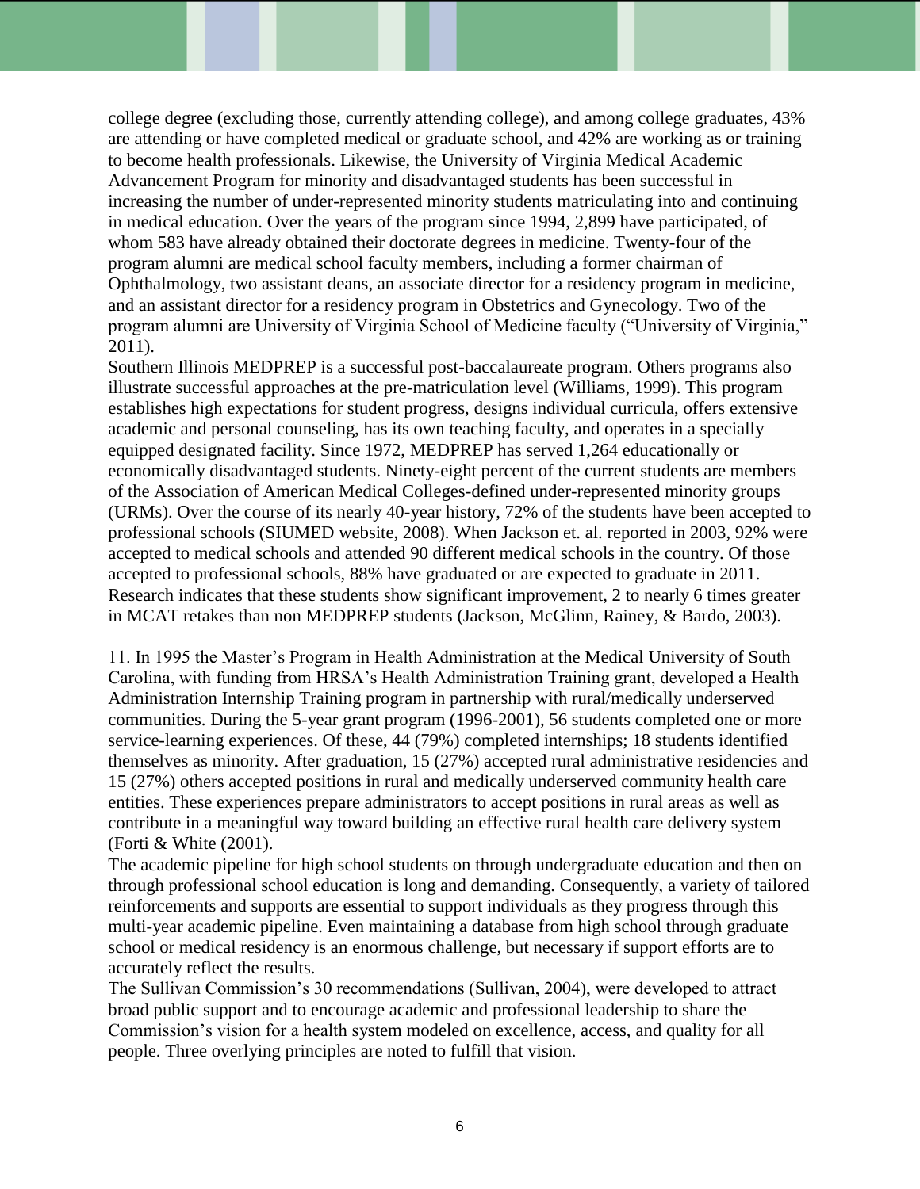college degree (excluding those, currently attending college), and among college graduates, 43% are attending or have completed medical or graduate school, and 42% are working as or training to become health professionals. Likewise, the University of Virginia Medical Academic Advancement Program for minority and disadvantaged students has been successful in increasing the number of under-represented minority students matriculating into and continuing in medical education. Over the years of the program since 1994, 2,899 have participated, of whom 583 have already obtained their doctorate degrees in medicine. Twenty-four of the program alumni are medical school faculty members, including a former chairman of Ophthalmology, two assistant deans, an associate director for a residency program in medicine, and an assistant director for a residency program in Obstetrics and Gynecology. Two of the program alumni are University of Virginia School of Medicine faculty ("University of Virginia," 2011).

Southern Illinois MEDPREP is a successful post-baccalaureate program. Others programs also illustrate successful approaches at the pre-matriculation level (Williams, 1999). This program establishes high expectations for student progress, designs individual curricula, offers extensive academic and personal counseling, has its own teaching faculty, and operates in a specially equipped designated facility. Since 1972, MEDPREP has served 1,264 educationally or economically disadvantaged students. Ninety-eight percent of the current students are members of the Association of American Medical Colleges-defined under-represented minority groups (URMs). Over the course of its nearly 40-year history, 72% of the students have been accepted to professional schools (SIUMED website, 2008). When Jackson et. al. reported in 2003, 92% were accepted to medical schools and attended 90 different medical schools in the country. Of those accepted to professional schools, 88% have graduated or are expected to graduate in 2011. Research indicates that these students show significant improvement, 2 to nearly 6 times greater in MCAT retakes than non MEDPREP students (Jackson, McGlinn, Rainey, & Bardo, 2003).

11. In 1995 the Master's Program in Health Administration at the Medical University of South Carolina, with funding from HRSA's Health Administration Training grant, developed a Health Administration Internship Training program in partnership with rural/medically underserved communities. During the 5-year grant program (1996-2001), 56 students completed one or more service-learning experiences. Of these, 44 (79%) completed internships; 18 students identified themselves as minority. After graduation, 15 (27%) accepted rural administrative residencies and 15 (27%) others accepted positions in rural and medically underserved community health care entities. These experiences prepare administrators to accept positions in rural areas as well as contribute in a meaningful way toward building an effective rural health care delivery system (Forti & White (2001).

The academic pipeline for high school students on through undergraduate education and then on through professional school education is long and demanding. Consequently, a variety of tailored reinforcements and supports are essential to support individuals as they progress through this multi-year academic pipeline. Even maintaining a database from high school through graduate school or medical residency is an enormous challenge, but necessary if support efforts are to accurately reflect the results.

The Sullivan Commission's 30 recommendations (Sullivan, 2004), were developed to attract broad public support and to encourage academic and professional leadership to share the Commission's vision for a health system modeled on excellence, access, and quality for all people. Three overlying principles are noted to fulfill that vision.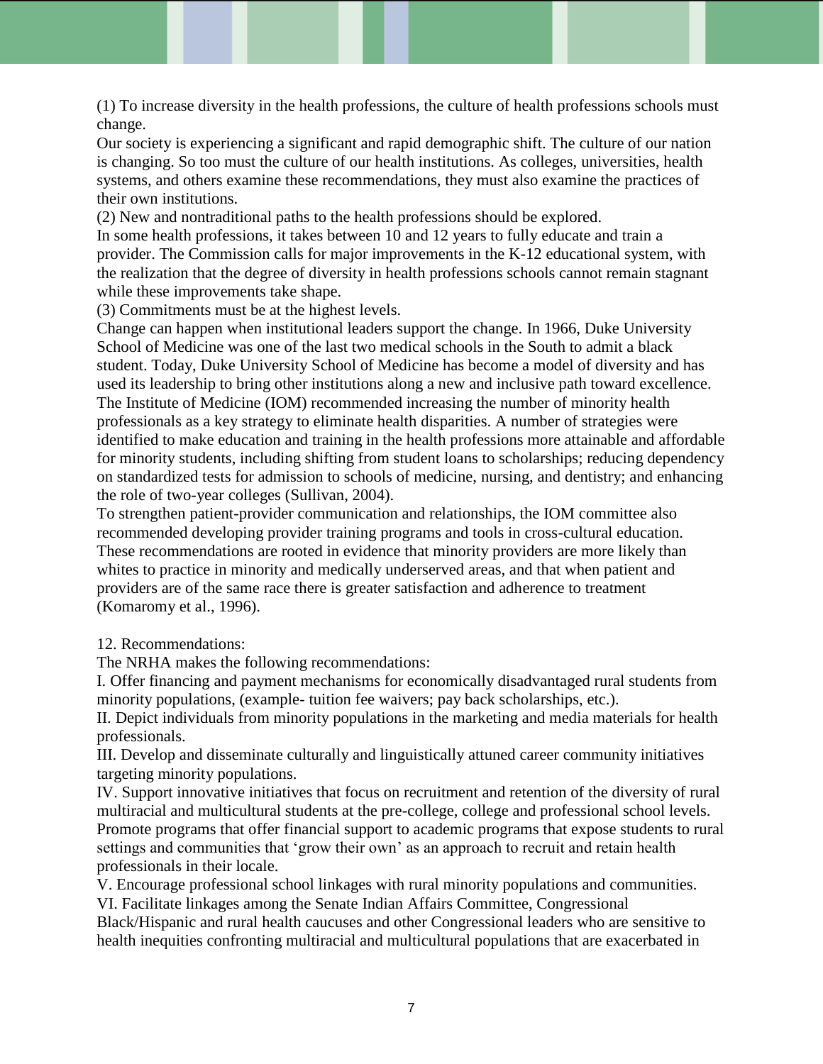(1) To increase diversity in the health professions, the culture of health professions schools must change.

Our society is experiencing a significant and rapid demographic shift. The culture of our nation is changing. So too must the culture of our health institutions. As colleges, universities, health systems, and others examine these recommendations, they must also examine the practices of their own institutions.

(2) New and nontraditional paths to the health professions should be explored.

In some health professions, it takes between 10 and 12 years to fully educate and train a provider. The Commission calls for major improvements in the K-12 educational system, with the realization that the degree of diversity in health professions schools cannot remain stagnant while these improvements take shape.

(3) Commitments must be at the highest levels.

Change can happen when institutional leaders support the change. In 1966, Duke University School of Medicine was one of the last two medical schools in the South to admit a black student. Today, Duke University School of Medicine has become a model of diversity and has used its leadership to bring other institutions along a new and inclusive path toward excellence.

The Institute of Medicine (IOM) recommended increasing the number of minority health professionals as a key strategy to eliminate health disparities. A number of strategies were identified to make education and training in the health professions more attainable and affordable for minority students, including shifting from student loans to scholarships; reducing dependency on standardized tests for admission to schools of medicine, nursing, and dentistry; and enhancing the role of two-year colleges (Sullivan, 2004).

To strengthen patient-provider communication and relationships, the IOM committee also recommended developing provider training programs and tools in cross-cultural education. These recommendations are rooted in evidence that minority providers are more likely than whites to practice in minority and medically underserved areas, and that when patient and providers are of the same race there is greater satisfaction and adherence to treatment (Komaromy et al., 1996).

12. Recommendations:

The NRHA makes the following recommendations:

I. Offer financing and payment mechanisms for economically disadvantaged rural students from minority populations, (example- tuition fee waivers; pay back scholarships, etc.).

II. Depict individuals from minority populations in the marketing and media materials for health professionals.

III. Develop and disseminate culturally and linguistically attuned career community initiatives targeting minority populations.

IV. Support innovative initiatives that focus on recruitment and retention of the diversity of rural multiracial and multicultural students at the pre-college, college and professional school levels. Promote programs that offer financial support to academic programs that expose students to rural settings and communities that 'grow their own' as an approach to recruit and retain health professionals in their locale.

V. Encourage professional school linkages with rural minority populations and communities.

VI. Facilitate linkages among the Senate Indian Affairs Committee, Congressional Black/Hispanic and rural health caucuses and other Congressional leaders who are sensitive to health inequities confronting multiracial and multicultural populations that are exacerbated in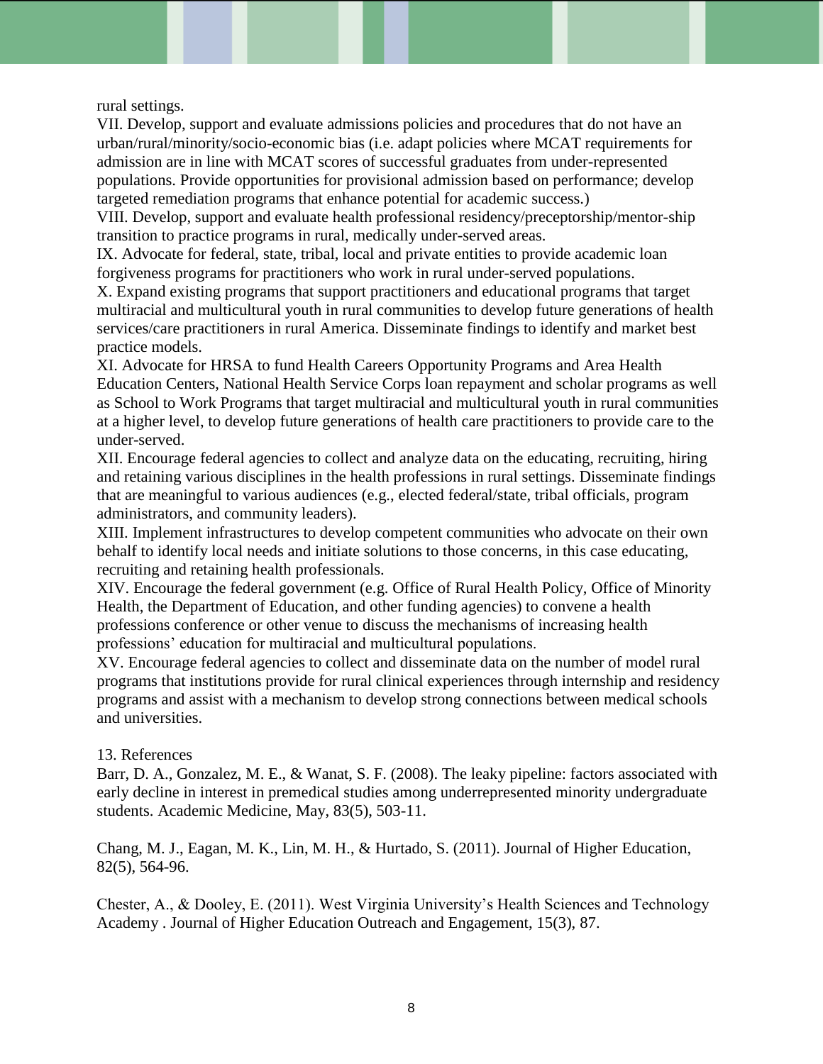rural settings.

VII. Develop, support and evaluate admissions policies and procedures that do not have an urban/rural/minority/socio-economic bias (i.e. adapt policies where MCAT requirements for admission are in line with MCAT scores of successful graduates from under-represented populations. Provide opportunities for provisional admission based on performance; develop targeted remediation programs that enhance potential for academic success.)

VIII. Develop, support and evaluate health professional residency/preceptorship/mentor-ship transition to practice programs in rural, medically under-served areas.

IX. Advocate for federal, state, tribal, local and private entities to provide academic loan forgiveness programs for practitioners who work in rural under-served populations.

X. Expand existing programs that support practitioners and educational programs that target multiracial and multicultural youth in rural communities to develop future generations of health services/care practitioners in rural America. Disseminate findings to identify and market best practice models.

XI. Advocate for HRSA to fund Health Careers Opportunity Programs and Area Health Education Centers, National Health Service Corps loan repayment and scholar programs as well as School to Work Programs that target multiracial and multicultural youth in rural communities at a higher level, to develop future generations of health care practitioners to provide care to the under-served.

XII. Encourage federal agencies to collect and analyze data on the educating, recruiting, hiring and retaining various disciplines in the health professions in rural settings. Disseminate findings that are meaningful to various audiences (e.g., elected federal/state, tribal officials, program administrators, and community leaders).

XIII. Implement infrastructures to develop competent communities who advocate on their own behalf to identify local needs and initiate solutions to those concerns, in this case educating, recruiting and retaining health professionals.

XIV. Encourage the federal government (e.g. Office of Rural Health Policy, Office of Minority Health, the Department of Education, and other funding agencies) to convene a health professions conference or other venue to discuss the mechanisms of increasing health professions' education for multiracial and multicultural populations.

XV. Encourage federal agencies to collect and disseminate data on the number of model rural programs that institutions provide for rural clinical experiences through internship and residency programs and assist with a mechanism to develop strong connections between medical schools and universities.

## 13. References

Barr, D. A., Gonzalez, M. E., & Wanat, S. F. (2008). The leaky pipeline: factors associated with early decline in interest in premedical studies among underrepresented minority undergraduate students. Academic Medicine, May, 83(5), 503-11.

Chang, M. J., Eagan, M. K., Lin, M. H., & Hurtado, S. (2011). Journal of Higher Education, 82(5), 564-96.

Chester, A., & Dooley, E. (2011). West Virginia University's Health Sciences and Technology Academy . Journal of Higher Education Outreach and Engagement, 15(3), 87.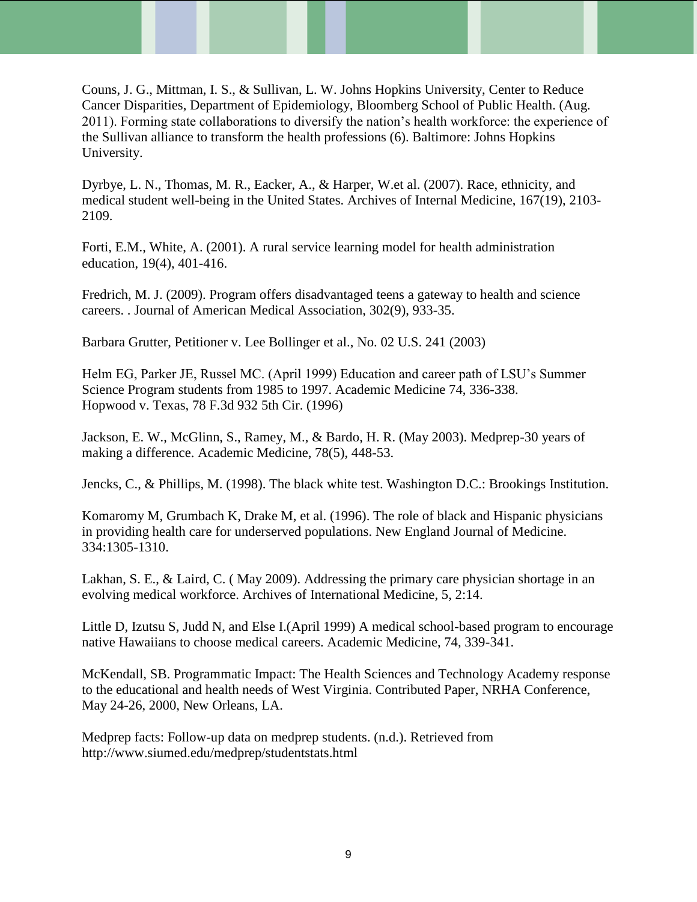Couns, J. G., Mittman, I. S., & Sullivan, L. W. Johns Hopkins University, Center to Reduce Cancer Disparities, Department of Epidemiology, Bloomberg School of Public Health. (Aug. 2011). Forming state collaborations to diversify the nation's health workforce: the experience of the Sullivan alliance to transform the health professions (6). Baltimore: Johns Hopkins University.

Dyrbye, L. N., Thomas, M. R., Eacker, A., & Harper, W.et al. (2007). Race, ethnicity, and medical student well-being in the United States. Archives of Internal Medicine, 167(19), 2103-2109.

Forti, E.M., White, A. (2001). A rural service learning model for health administration education, 19(4), 401-416.

Fredrich, M. J. (2009). Program offers disadvantaged teens a gateway to health and science careers. . Journal of American Medical Association, 302(9), 933-35.

Barbara Grutter, Petitioner v. Lee Bollinger et al., No. 02 U.S. 241 (2003)

Helm EG, Parker JE, Russel MC. (April 1999) Education and career path of LSU's Summer Science Program students from 1985 to 1997. Academic Medicine 74, 336-338.
Hopwood v. Texas, 78 F.3d 932 5th Cir. (1996)

Jackson, E. W., McGlinn, S., Ramey, M., & Bardo, H. R. (May 2003). Medprep-30 years of making a difference. Academic Medicine, 78(5), 448-53.

Jencks, C., & Phillips, M. (1998). The black white test. Washington D.C.: Brookings Institution.

Komaromy M, Grumbach K, Drake M, et al. (1996). The role of black and Hispanic physicians in providing health care for underserved populations. New England Journal of Medicine. 334:1305-1310.

Lakhan, S. E., & Laird, C. ( May 2009). Addressing the primary care physician shortage in an evolving medical workforce. Archives of International Medicine, 5, 2:14.

Little D, Izutsu S, Judd N, and Else I.(April 1999) A medical school-based program to encourage native Hawaiians to choose medical careers. Academic Medicine, 74, 339-341.

McKendall, SB. Programmatic Impact: The Health Sciences and Technology Academy response to the educational and health needs of West Virginia. Contributed Paper, NRHA Conference, May 24-26, 2000, New Orleans, LA.

Medprep facts: Follow-up data on medprep students. (n.d.). Retrieved from http://www.siumed.edu/medprep/studentstats.html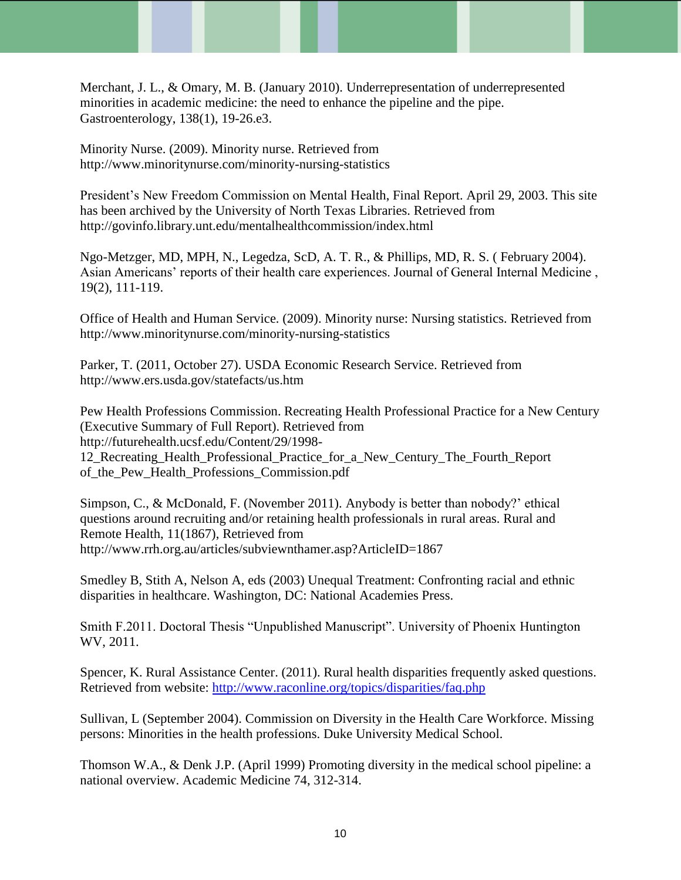Merchant, J. L., & Omary, M. B. (January 2010). Underrepresentation of underrepresented minorities in academic medicine: the need to enhance the pipeline and the pipe. Gastroenterology, 138(1), 19-26.e3.

Minority Nurse. (2009). Minority nurse. Retrieved from http://www.minoritynurse.com/minority-nursing-statistics

President's New Freedom Commission on Mental Health, Final Report. April 29, 2003. This site has been archived by the University of North Texas Libraries. Retrieved from http://govinfo.library.unt.edu/mentalhealthcommission/index.html

Ngo-Metzger, MD, MPH, N., Legedza, ScD, A. T. R., & Phillips, MD, R. S. ( February 2004). Asian Americans' reports of their health care experiences. Journal of General Internal Medicine , 19(2), 111-119.

Office of Health and Human Service. (2009). Minority nurse: Nursing statistics. Retrieved from http://www.minoritynurse.com/minority-nursing-statistics

Parker, T. (2011, October 27). USDA Economic Research Service. Retrieved from http://www.ers.usda.gov/statefacts/us.htm

Pew Health Professions Commission. Recreating Health Professional Practice for a New Century (Executive Summary of Full Report). Retrieved from http://futurehealth.ucsf.edu/Content/29/1998-12_Recreating_Health_Professional_Practice_for_a_New_Century_The_Fourth_Report of_the_Pew_Health_Professions_Commission.pdf

Simpson, C., & McDonald, F. (November 2011). Anybody is better than nobody?' ethical questions around recruiting and/or retaining health professionals in rural areas. Rural and Remote Health, 11(1867), Retrieved from http://www.rrh.org.au/articles/subviewnthamer.asp?ArticleID=1867

Smedley B, Stith A, Nelson A, eds (2003) Unequal Treatment: Confronting racial and ethnic disparities in healthcare. Washington, DC: National Academies Press.

Smith F.2011. Doctoral Thesis "Unpublished Manuscript". University of Phoenix Huntington WV, 2011.

Spencer, K. Rural Assistance Center. (2011). Rural health disparities frequently asked questions. Retrieved from website: http://www.raconline.org/topics/disparities/faq.php

Sullivan, L (September 2004). Commission on Diversity in the Health Care Workforce. Missing persons: Minorities in the health professions. Duke University Medical School.

Thomson W.A., & Denk J.P. (April 1999) Promoting diversity in the medical school pipeline: a national overview. Academic Medicine 74, 312-314.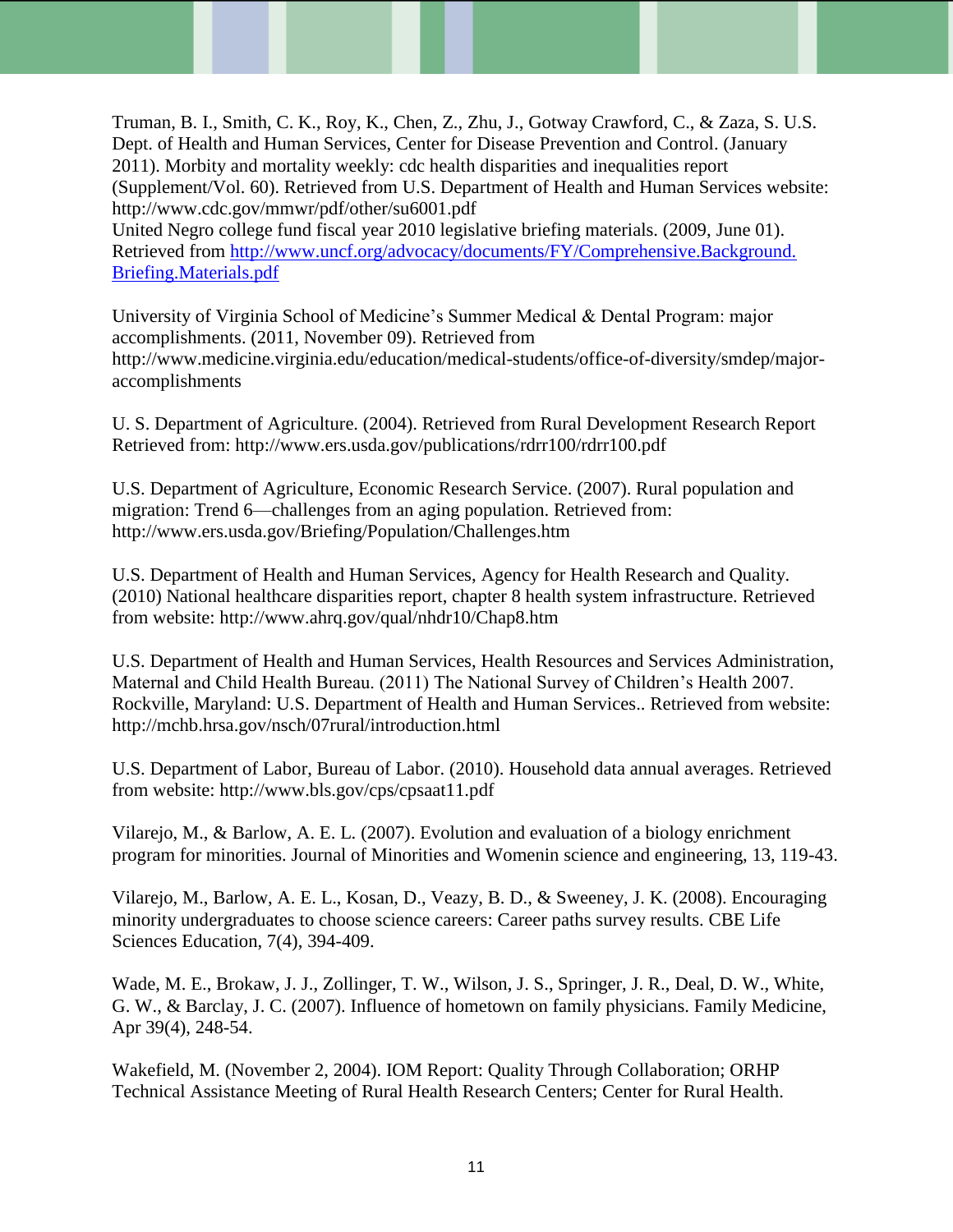Truman, B. I., Smith, C. K., Roy, K., Chen, Z., Zhu, J., Gotway Crawford, C., & Zaza, S. U.S. Dept. of Health and Human Services, Center for Disease Prevention and Control. (January 2011). Morbity and mortality weekly: cdc health disparities and inequalities report (Supplement/Vol. 60). Retrieved from U.S. Department of Health and Human Services website: http://www.cdc.gov/mmwr/pdf/other/su6001.pdf

United Negro college fund fiscal year 2010 legislative briefing materials. (2009, June 01). Retrieved from http://www.uncf.org/advocacy/documents/FY/Comprehensive.Background.Briefing.Materials.pdf

University of Virginia School of Medicine's Summer Medical & Dental Program: major accomplishments. (2011, November 09). Retrieved from http://www.medicine.virginia.edu/education/medical-students/office-of-diversity/smdep/major-accomplishments

U. S. Department of Agriculture. (2004). Retrieved from Rural Development Research Report Retrieved from: http://www.ers.usda.gov/publications/rdrr100/rdrr100.pdf

U.S. Department of Agriculture, Economic Research Service. (2007). Rural population and migration: Trend 6—challenges from an aging population. Retrieved from: http://www.ers.usda.gov/Briefing/Population/Challenges.htm

U.S. Department of Health and Human Services, Agency for Health Research and Quality. (2010) National healthcare disparities report, chapter 8 health system infrastructure. Retrieved from website: http://www.ahrq.gov/qual/nhdr10/Chap8.htm

U.S. Department of Health and Human Services, Health Resources and Services Administration, Maternal and Child Health Bureau. (2011) The National Survey of Children's Health 2007. Rockville, Maryland: U.S. Department of Health and Human Services.. Retrieved from website: http://mchb.hrsa.gov/nsch/07rural/introduction.html

U.S. Department of Labor, Bureau of Labor. (2010). Household data annual averages. Retrieved from website: http://www.bls.gov/cps/cpsaat11.pdf

Vilarejo, M., & Barlow, A. E. L. (2007). Evolution and evaluation of a biology enrichment program for minorities. Journal of Minorities and Womenin science and engineering, 13, 119-43.

Vilarejo, M., Barlow, A. E. L., Kosan, D., Veazy, B. D., & Sweeney, J. K. (2008). Encouraging minority undergraduates to choose science careers: Career paths survey results. CBE Life Sciences Education, 7(4), 394-409.

Wade, M. E., Brokaw, J. J., Zollinger, T. W., Wilson, J. S., Springer, J. R., Deal, D. W., White, G. W., & Barclay, J. C. (2007). Influence of hometown on family physicians. Family Medicine, Apr 39(4), 248-54.

Wakefield, M. (November 2, 2004). IOM Report: Quality Through Collaboration; ORHP Technical Assistance Meeting of Rural Health Research Centers; Center for Rural Health.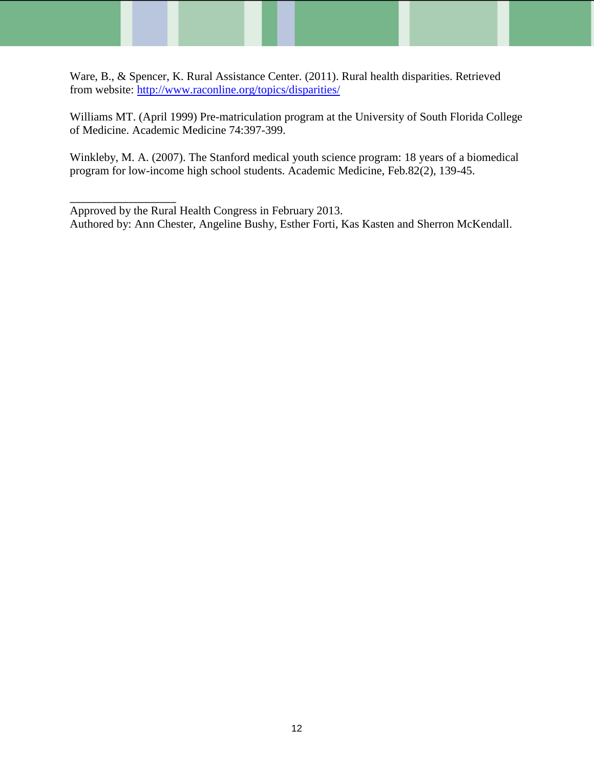Ware, B., & Spencer, K. Rural Assistance Center. (2011). Rural health disparities. Retrieved from website: [http://www.raconline.org/topics/disparities/](http://www.raconline.org/topics/disparities/)

Williams MT. (April 1999) Pre-matriculation program at the University of South Florida College of Medicine. Academic Medicine 74:397-399.

Winkleby, M. A. (2007). The Stanford medical youth science program: 18 years of a biomedical program for low-income high school students. Academic Medicine, Feb.82(2), 139-45.

___________________

Approved by the Rural Health Congress in February 2013.
Authored by: Ann Chester, Angeline Bushy, Esther Forti, Kas Kasten and Sherron McKendall.